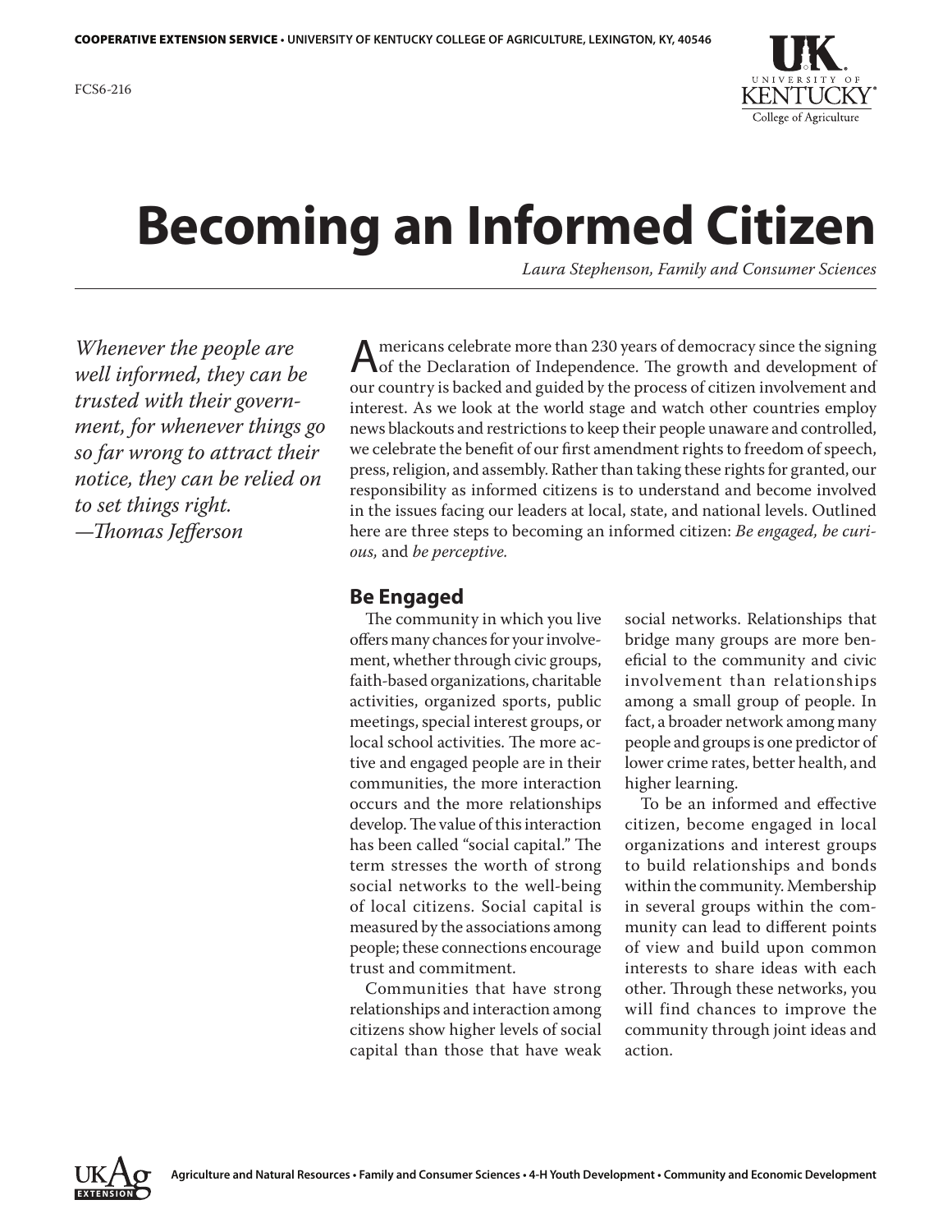COOPERATIVE EXTENSION SERVICE • UNIVERSITY OF KENTUCKY COLLEGE OF AGRICULTURE, LEXINGTON, KY, 40546

FCS6-216

# Becoming an Informed Citizen

*Laura Stephenson, Family and Consumer Sciences*

*Whenever the people are well informed, they can be trusted with their government, for whenever things go so far wrong to attract their notice, they can be relied on to set things right.*
*—Thomas Jefferson*

Americans celebrate more than 230 years of democracy since the signing of the Declaration of Independence. The growth and development of our country is backed and guided by the process of citizen involvement and interest. As we look at the world stage and watch other countries employ news blackouts and restrictions to keep their people unaware and controlled, we celebrate the benefit of our first amendment rights to freedom of speech, press, religion, and assembly. Rather than taking these rights for granted, our responsibility as informed citizens is to understand and become involved in the issues facing our leaders at local, state, and national levels. Outlined here are three steps to becoming an informed citizen: *Be engaged, be curious,* and *be perceptive.*

## Be Engaged

The community in which you live offers many chances for your involvement, whether through civic groups, faith-based organizations, charitable activities, organized sports, public meetings, special interest groups, or local school activities. The more active and engaged people are in their communities, the more interaction occurs and the more relationships develop. The value of this interaction has been called "social capital." The term stresses the worth of strong social networks to the well-being of local citizens. Social capital is measured by the associations among people; these connections encourage trust and commitment.

Communities that have strong relationships and interaction among citizens show higher levels of social capital than those that have weak social networks. Relationships that bridge many groups are more beneficial to the community and civic involvement than relationships among a small group of people. In fact, a broader network among many people and groups is one predictor of lower crime rates, better health, and higher learning.

To be an informed and effective citizen, become engaged in local organizations and interest groups to build relationships and bonds within the community. Membership in several groups within the community can lead to different points of view and build upon common interests to share ideas with each other. Through these networks, you will find chances to improve the community through joint ideas and action.

Agriculture and Natural Resources • Family and Consumer Sciences • 4-H Youth Development • Community and Economic Development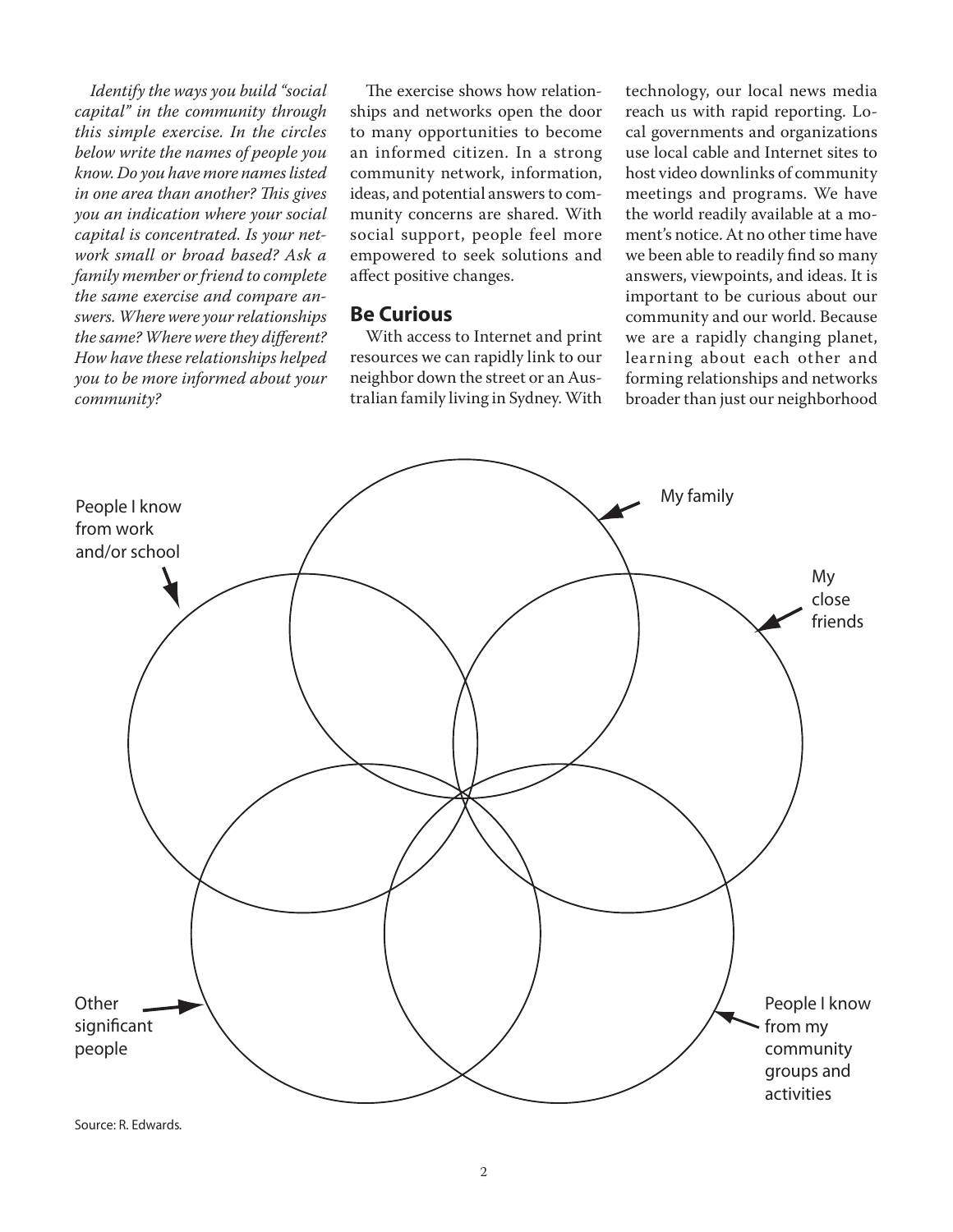*Identify the ways you build "social capital" in the community through this simple exercise. In the circles below write the names of people you know. Do you have more names listed in one area than another? This gives you an indication where your social capital is concentrated. Is your network small or broad based? Ask a family member or friend to complete the same exercise and compare answers. Where were your relationships the same? Where were they different? How have these relationships helped you to be more informed about your community?*

The exercise shows how relationships and networks open the door to many opportunities to become an informed citizen. In a strong community network, information, ideas, and potential answers to community concerns are shared. With social support, people feel more empowered to seek solutions and affect positive changes.

## Be Curious

With access to Internet and print resources we can rapidly link to our neighbor down the street or an Australian family living in Sydney. With technology, our local news media reach us with rapid reporting. Local governments and organizations use local cable and Internet sites to host video downlinks of community meetings and programs. We have the world readily available at a moment's notice. At no other time have we been able to readily find so many answers, viewpoints, and ideas. It is important to be curious about our community and our world. Because we are a rapidly changing planet, learning about each other and forming relationships and networks broader than just our neighborhood

People I know from work and/or school

My family

My close friends

Other significant people

People I know from my community groups and activities

Source: R. Edwards.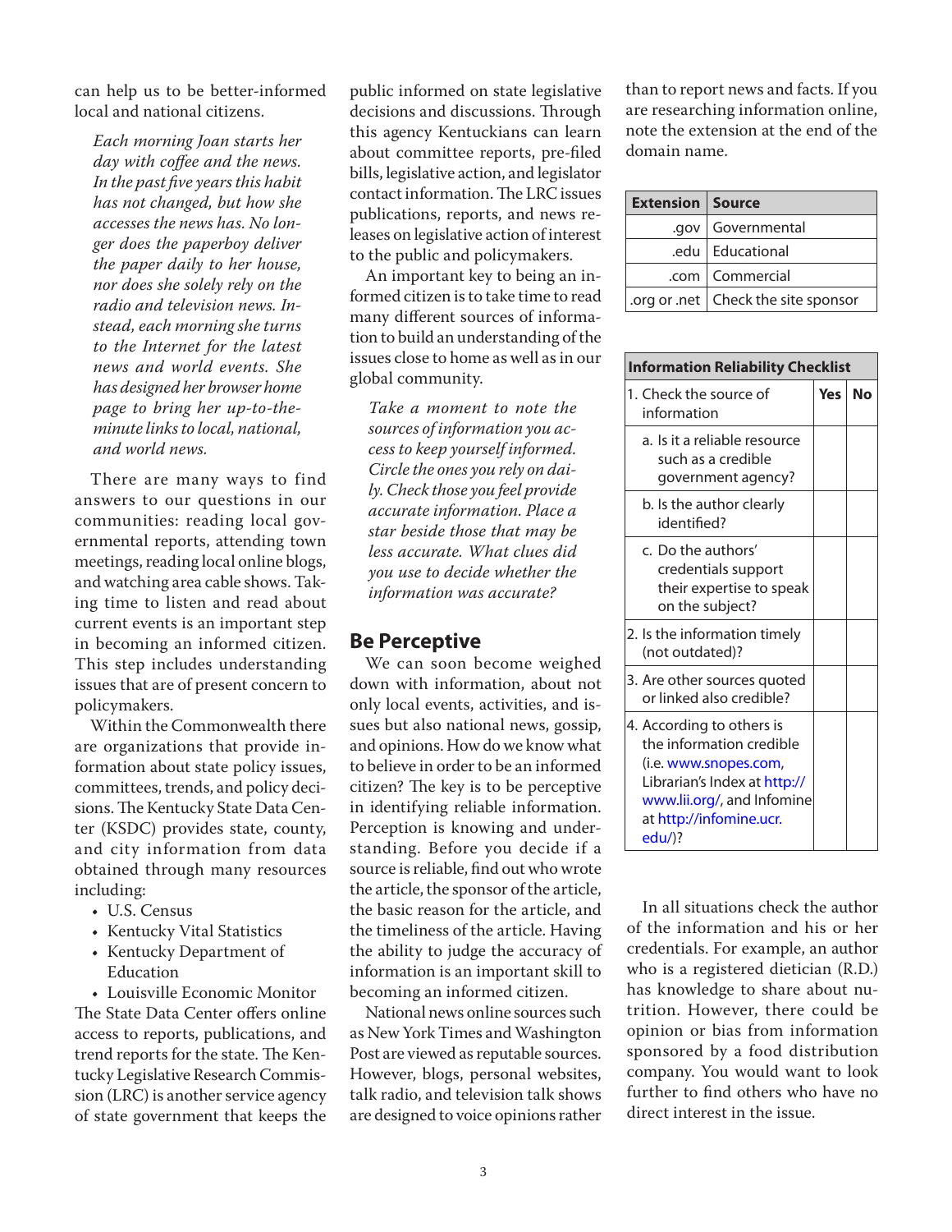can help us to be better-informed local and national citizens.

*Each morning Joan starts her day with coffee and the news. In the past five years this habit has not changed, but how she accesses the news has. No longer does the paperboy deliver the paper daily to her house, nor does she solely rely on the radio and television news. Instead, each morning she turns to the Internet for the latest news and world events. She has designed her browser home page to bring her up-to-the-minute links to local, national, and world news.*

There are many ways to find answers to our questions in our communities: reading local governmental reports, attending town meetings, reading local online blogs, and watching area cable shows. Taking time to listen and read about current events is an important step in becoming an informed citizen. This step includes understanding issues that are of present concern to policymakers.

Within the Commonwealth there are organizations that provide information about state policy issues, committees, trends, and policy decisions. The Kentucky State Data Center (KSDC) provides state, county, and city information from data obtained through many resources including:

- U.S. Census
- Kentucky Vital Statistics
- Kentucky Department of Education
- Louisville Economic Monitor

The State Data Center offers online access to reports, publications, and trend reports for the state. The Kentucky Legislative Research Commission (LRC) is another service agency of state government that keeps the public informed on state legislative decisions and discussions. Through this agency Kentuckians can learn about committee reports, pre-filed bills, legislative action, and legislator contact information. The LRC issues publications, reports, and news releases on legislative action of interest to the public and policymakers.

An important key to being an informed citizen is to take time to read many different sources of information to build an understanding of the issues close to home as well as in our global community.

*Take a moment to note the sources of information you access to keep yourself informed. Circle the ones you rely on daily. Check those you feel provide accurate information. Place a star beside those that may be less accurate. What clues did you use to decide whether the information was accurate?*

## Be Perceptive

We can soon become weighed down with information, about not only local events, activities, and issues but also national news, gossip, and opinions. How do we know what to believe in order to be an informed citizen? The key is to be perceptive in identifying reliable information. Perception is knowing and understanding. Before you decide if a source is reliable, find out who wrote the article, the sponsor of the article, the basic reason for the article, and the timeliness of the article. Having the ability to judge the accuracy of information is an important skill to becoming an informed citizen.

National news online sources such as New York Times and Washington Post are viewed as reputable sources. However, blogs, personal websites, talk radio, and television talk shows are designed to voice opinions rather than to report news and facts. If you are researching information online, note the extension at the end of the domain name.

| Extension | Source |
|---|---|
| .gov | Governmental |
| .edu | Educational |
| .com | Commercial |
| .org or .net | Check the site sponsor |

| Information Reliability Checklist | Yes | No |
|---|---|---|
| 1. Check the source of information | | |
| a. Is it a reliable resource such as a credible government agency? | | |
| b. Is the author clearly identified? | | |
| c. Do the authors' credentials support their expertise to speak on the subject? | | |
| 2. Is the information timely (not outdated)? | | |
| 3. Are other sources quoted or linked also credible? | | |
| 4. According to others is the information credible (i.e. www.snopes.com, Librarian's Index at http://www.lii.org/, and Infomine at http://infomine.ucr.edu/)? | | |

In all situations check the author of the information and his or her credentials. For example, an author who is a registered dietician (R.D.) has knowledge to share about nutrition. However, there could be opinion or bias from information sponsored by a food distribution company. You would want to look further to find others who have no direct interest in the issue.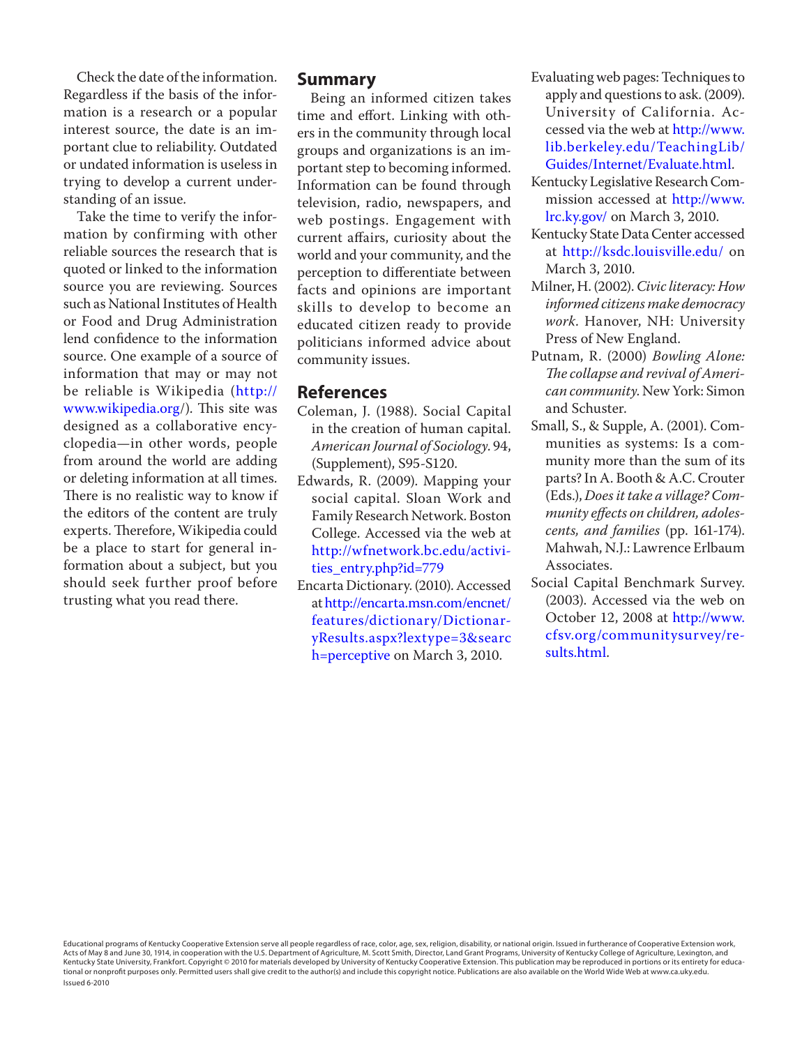Check the date of the information. Regardless if the basis of the information is a research or a popular interest source, the date is an important clue to reliability. Outdated or undated information is useless in trying to develop a current understanding of an issue.

Take the time to verify the information by confirming with other reliable sources the research that is quoted or linked to the information source you are reviewing. Sources such as National Institutes of Health or Food and Drug Administration lend confidence to the information source. One example of a source of information that may or may not be reliable is Wikipedia (http://www.wikipedia.org/). This site was designed as a collaborative encyclopedia—in other words, people from around the world are adding or deleting information at all times. There is no realistic way to know if the editors of the content are truly experts. Therefore, Wikipedia could be a place to start for general information about a subject, but you should seek further proof before trusting what you read there.

## Summary

Being an informed citizen takes time and effort. Linking with others in the community through local groups and organizations is an important step to becoming informed. Information can be found through television, radio, newspapers, and web postings. Engagement with current affairs, curiosity about the world and your community, and the perception to differentiate between facts and opinions are important skills to develop to become an educated citizen ready to provide politicians informed advice about community issues.

## References

Coleman, J. (1988). Social Capital in the creation of human capital. *American Journal of Sociology*. 94, (Supplement), S95-S120.

Edwards, R. (2009). Mapping your social capital. Sloan Work and Family Research Network. Boston College. Accessed via the web at http://wfnetwork.bc.edu/activities_entry.php?id=779

Encarta Dictionary. (2010). Accessed at http://encarta.msn.com/encnet/features/dictionary/DictionaryResults.aspx?lextype=3&search=perceptive on March 3, 2010.

Evaluating web pages: Techniques to apply and questions to ask. (2009). University of California. Accessed via the web at http://www.lib.berkeley.edu/TeachingLib/Guides/Internet/Evaluate.html.

Kentucky Legislative Research Commission accessed at http://www.lrc.ky.gov/ on March 3, 2010.

Kentucky State Data Center accessed at http://ksdc.louisville.edu/ on March 3, 2010.

Milner, H. (2002). *Civic literacy: How informed citizens make democracy work*. Hanover, NH: University Press of New England.

Putnam, R. (2000) *Bowling Alone: The collapse and revival of American community.* New York: Simon and Schuster.

Small, S., & Supple, A. (2001). Communities as systems: Is a community more than the sum of its parts? In A. Booth & A.C. Crouter (Eds.), *Does it take a village? Community effects on children, adolescents, and families* (pp. 161-174). Mahwah, N.J.: Lawrence Erlbaum Associates.

Social Capital Benchmark Survey. (2003). Accessed via the web on October 12, 2008 at http://www.cfsv.org/communitysurvey/results.html.

Educational programs of Kentucky Cooperative Extension serve all people regardless of race, color, age, sex, religion, disability, or national origin. Issued in furtherance of Cooperative Extension work, Acts of May 8 and June 30, 1914, in cooperation with the U.S. Department of Agriculture, M. Scott Smith, Director, Land Grant Programs, University of Kentucky College of Agriculture, Lexington, and Kentucky State University, Frankfort. Copyright © 2010 for materials developed by University of Kentucky Cooperative Extension. This publication may be reproduced in portions or its entirety for educational or nonprofit purposes only. Permitted users shall give credit to the author(s) and include this copyright notice. Publications are also available on the World Wide Web at www.ca.uky.edu.
Issued 6-2010